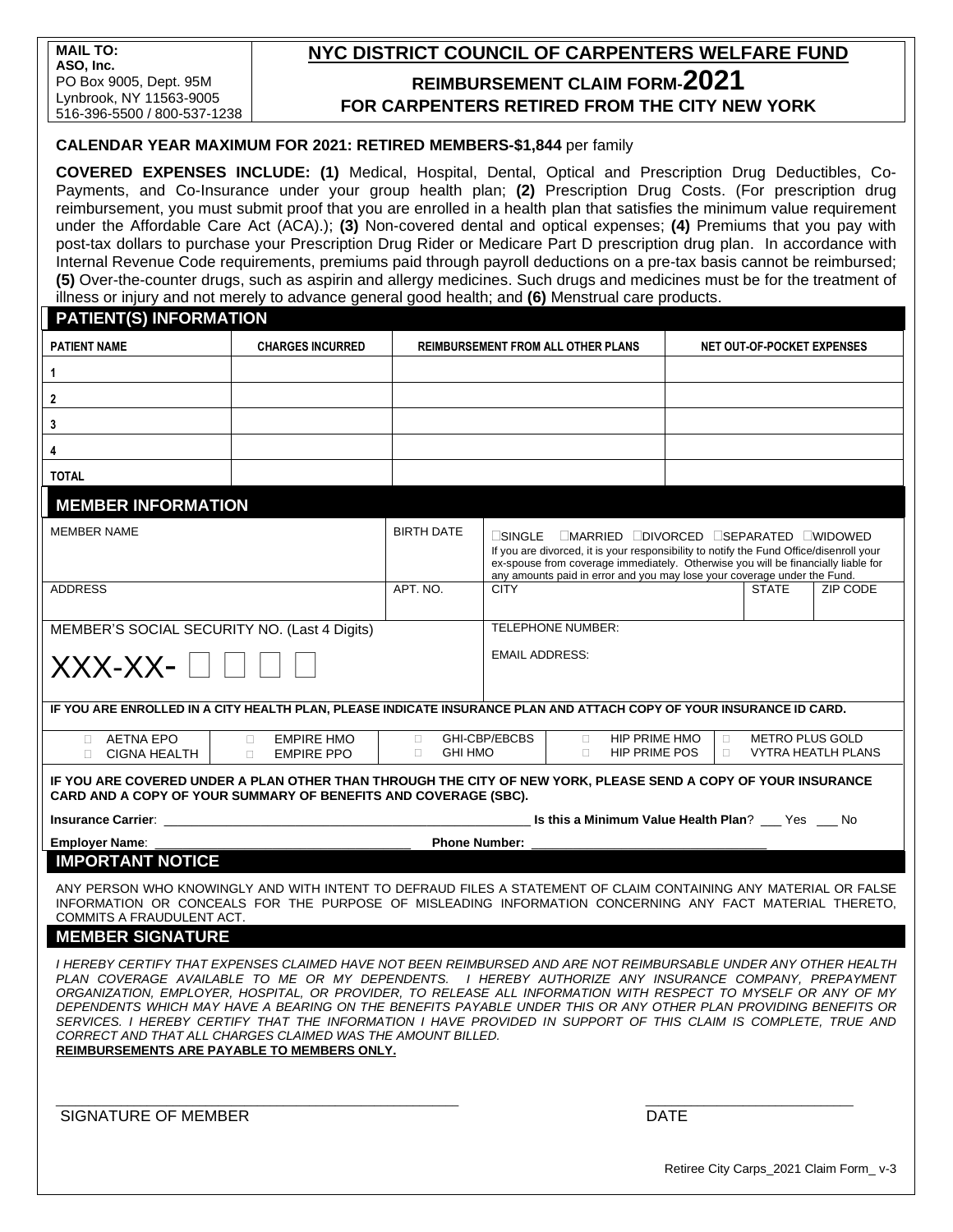**MAIL TO:**
**ASO, Inc.**
PO Box 9005, Dept. 95M
Lynbrook, NY 11563-9005
516-396-5500 / 800-537-1238

# NYC DISTRICT COUNCIL OF CARPENTERS WELFARE FUND

## REIMBURSEMENT CLAIM FORM-2021

## FOR CARPENTERS RETIRED FROM THE CITY NEW YORK

**CALENDAR YEAR MAXIMUM FOR 2021: RETIRED MEMBERS-$1,844** per family

**COVERED EXPENSES INCLUDE: (1)** Medical, Hospital, Dental, Optical and Prescription Drug Deductibles, Co-Payments, and Co-Insurance under your group health plan; **(2)** Prescription Drug Costs. (For prescription drug reimbursement, you must submit proof that you are enrolled in a health plan that satisfies the minimum value requirement under the Affordable Care Act (ACA).); **(3)** Non-covered dental and optical expenses; **(4)** Premiums that you pay with post-tax dollars to purchase your Prescription Drug Rider or Medicare Part D prescription drug plan. In accordance with Internal Revenue Code requirements, premiums paid through payroll deductions on a pre-tax basis cannot be reimbursed; **(5)** Over-the-counter drugs, such as aspirin and allergy medicines. Such drugs and medicines must be for the treatment of illness or injury and not merely to advance general good health; and **(6)** Menstrual care products.

## PATIENT(S) INFORMATION

| PATIENT NAME | CHARGES INCURRED | REIMBURSEMENT FROM ALL OTHER PLANS | NET OUT-OF-POCKET EXPENSES |
|---|---|---|---|
| 1 | | | |
| 2 | | | |
| 3 | | | |
| 4 | | | |
| TOTAL | | | |

## MEMBER INFORMATION

| MEMBER NAME | BIRTH DATE | ☐SINGLE ☐MARRIED ☐DIVORCED ☐SEPARATED ☐WIDOWED<br>If you are divorced, it is your responsibility to notify the Fund Office/disenroll your ex-spouse from coverage immediately. Otherwise you will be financially liable for any amounts paid in error and you may lose your coverage under the Fund. | | |
|---|---|---|---|---|
| ADDRESS | APT. NO. | CITY | STATE | ZIP CODE |

MEMBER'S SOCIAL SECURITY NO. (Last 4 Digits)

XXX-XX- ☐ ☐ ☐ ☐

TELEPHONE NUMBER:

EMAIL ADDRESS:

**IF YOU ARE ENROLLED IN A CITY HEALTH PLAN, PLEASE INDICATE INSURANCE PLAN AND ATTACH COPY OF YOUR INSURANCE ID CARD.**

| | | | | |
|---|---|---|---|---|
| ☐ AETNA EPO<br>☐ CIGNA HEALTH | ☐ EMPIRE HMO<br>☐ EMPIRE PPO | ☐ GHI-CBP/EBCBS<br>☐ GHI HMO | ☐ HIP PRIME HMO<br>☐ HIP PRIME POS | ☐ METRO PLUS GOLD<br>☐ VYTRA HEATLH PLANS |

**IF YOU ARE COVERED UNDER A PLAN OTHER THAN THROUGH THE CITY OF NEW YORK, PLEASE SEND A COPY OF YOUR INSURANCE CARD AND A COPY OF YOUR SUMMARY OF BENEFITS AND COVERAGE (SBC).**

**Insurance Carrier**: ______________________ **Is this a Minimum Value Health Plan**? ___ Yes ___ No

**Employer Name**: ______________________ **Phone Number:** ______________________

## IMPORTANT NOTICE

ANY PERSON WHO KNOWINGLY AND WITH INTENT TO DEFRAUD FILES A STATEMENT OF CLAIM CONTAINING ANY MATERIAL OR FALSE INFORMATION OR CONCEALS FOR THE PURPOSE OF MISLEADING INFORMATION CONCERNING ANY FACT MATERIAL THERETO, COMMITS A FRAUDULENT ACT.

## MEMBER SIGNATURE

*I HEREBY CERTIFY THAT EXPENSES CLAIMED HAVE NOT BEEN REIMBURSED AND ARE NOT REIMBURSABLE UNDER ANY OTHER HEALTH PLAN COVERAGE AVAILABLE TO ME OR MY DEPENDENTS. I HEREBY AUTHORIZE ANY INSURANCE COMPANY, PREPAYMENT ORGANIZATION, EMPLOYER, HOSPITAL, OR PROVIDER, TO RELEASE ALL INFORMATION WITH RESPECT TO MYSELF OR ANY OF MY DEPENDENTS WHICH MAY HAVE A BEARING ON THE BENEFITS PAYABLE UNDER THIS OR ANY OTHER PLAN PROVIDING BENEFITS OR SERVICES. I HEREBY CERTIFY THAT THE INFORMATION I HAVE PROVIDED IN SUPPORT OF THIS CLAIM IS COMPLETE, TRUE AND CORRECT AND THAT ALL CHARGES CLAIMED WAS THE AMOUNT BILLED.*

**REIMBURSEMENTS ARE PAYABLE TO MEMBERS ONLY.**

______________________________ ______________________
SIGNATURE OF MEMBER DATE

Retiree City Carps_2021 Claim Form_ v-3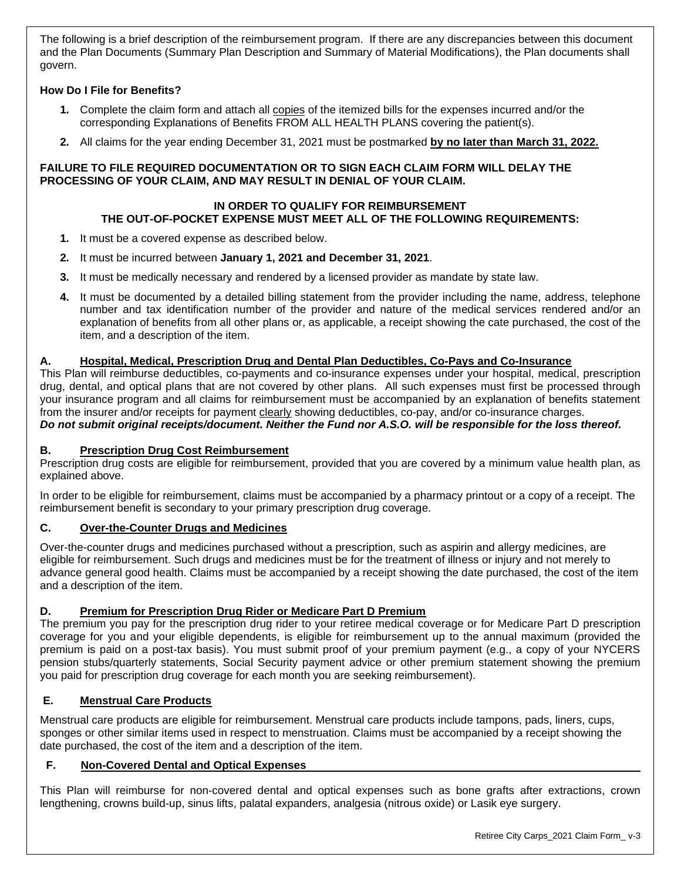The following is a brief description of the reimbursement program. If there are any discrepancies between this document and the Plan Documents (Summary Plan Description and Summary of Material Modifications), the Plan documents shall govern.

**How Do I File for Benefits?**

1. Complete the claim form and attach all <u>copies</u> of the itemized bills for the expenses incurred and/or the corresponding Explanations of Benefits FROM ALL HEALTH PLANS covering the patient(s).
2. All claims for the year ending December 31, 2021 must be postmarked **by no later than March 31, 2022.**

**FAILURE TO FILE REQUIRED DOCUMENTATION OR TO SIGN EACH CLAIM FORM WILL DELAY THE PROCESSING OF YOUR CLAIM, AND MAY RESULT IN DENIAL OF YOUR CLAIM.**

**IN ORDER TO QUALIFY FOR REIMBURSEMENT THE OUT-OF-POCKET EXPENSE MUST MEET ALL OF THE FOLLOWING REQUIREMENTS:**

1. It must be a covered expense as described below.
2. It must be incurred between **January 1, 2021 and December 31, 2021**.
3. It must be medically necessary and rendered by a licensed provider as mandate by state law.
4. It must be documented by a detailed billing statement from the provider including the name, address, telephone number and tax identification number of the provider and nature of the medical services rendered and/or an explanation of benefits from all other plans or, as applicable, a receipt showing the cate purchased, the cost of the item, and a description of the item.

### A. Hospital, Medical, Prescription Drug and Dental Plan Deductibles, Co-Pays and Co-Insurance

This Plan will reimburse deductibles, co-payments and co-insurance expenses under your hospital, medical, prescription drug, dental, and optical plans that are not covered by other plans. All such expenses must first be processed through your insurance program and all claims for reimbursement must be accompanied by an explanation of benefits statement from the insurer and/or receipts for payment <u>clearly</u> showing deductibles, co-pay, and/or co-insurance charges.
***Do not submit original receipts/document. Neither the Fund nor A.S.O. will be responsible for the loss thereof.***

### B. Prescription Drug Cost Reimbursement

Prescription drug costs are eligible for reimbursement, provided that you are covered by a minimum value health plan, as explained above.

In order to be eligible for reimbursement, claims must be accompanied by a pharmacy printout or a copy of a receipt. The reimbursement benefit is secondary to your primary prescription drug coverage.

### C. Over-the-Counter Drugs and Medicines

Over-the-counter drugs and medicines purchased without a prescription, such as aspirin and allergy medicines, are eligible for reimbursement. Such drugs and medicines must be for the treatment of illness or injury and not merely to advance general good health. Claims must be accompanied by a receipt showing the date purchased, the cost of the item and a description of the item.

### D. Premium for Prescription Drug Rider or Medicare Part D Premium

The premium you pay for the prescription drug rider to your retiree medical coverage or for Medicare Part D prescription coverage for you and your eligible dependents, is eligible for reimbursement up to the annual maximum (provided the premium is paid on a post-tax basis). You must submit proof of your premium payment (e.g., a copy of your NYCERS pension stubs/quarterly statements, Social Security payment advice or other premium statement showing the premium you paid for prescription drug coverage for each month you are seeking reimbursement).

### E. Menstrual Care Products

Menstrual care products are eligible for reimbursement. Menstrual care products include tampons, pads, liners, cups, sponges or other similar items used in respect to menstruation. Claims must be accompanied by a receipt showing the date purchased, the cost of the item and a description of the item.

### F. Non-Covered Dental and Optical Expenses

This Plan will reimburse for non-covered dental and optical expenses such as bone grafts after extractions, crown lengthening, crowns build-up, sinus lifts, palatal expanders, analgesia (nitrous oxide) or Lasik eye surgery.

Retiree City Carps_2021 Claim Form_ v-3